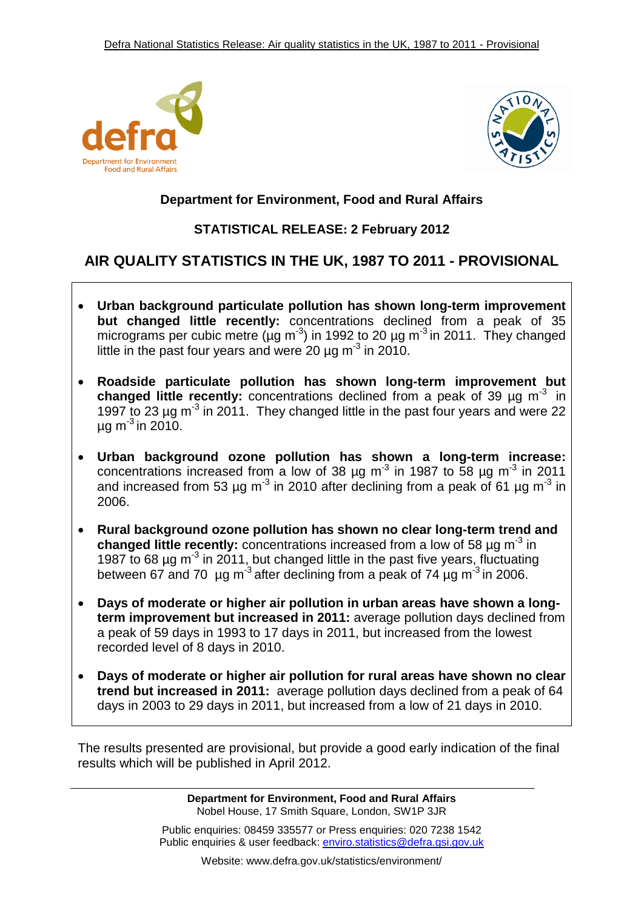**Department for Environment, Food and Rural Affairs**

**STATISTICAL RELEASE: 2 February 2012**

# AIR QUALITY STATISTICS IN THE UK, 1987 TO 2011 - PROVISIONAL

- **Urban background particulate pollution has shown long-term improvement but changed little recently:** concentrations declined from a peak of 35 micrograms per cubic metre (µg $m^{-3}$) in 1992 to 20 µg $m^{-3}$ in 2011. They changed little in the past four years and were 20 µg $m^{-3}$ in 2010.

- **Roadside particulate pollution has shown long-term improvement but changed little recently:** concentrations declined from a peak of 39 µg $m^{-3}$ in 1997 to 23 µg $m^{-3}$ in 2011. They changed little in the past four years and were 22 µg $m^{-3}$ in 2010.

- **Urban background ozone pollution has shown a long-term increase:** concentrations increased from a low of 38 µg $m^{-3}$ in 1987 to 58 µg $m^{-3}$ in 2011 and increased from 53 µg $m^{-3}$ in 2010 after declining from a peak of 61 µg $m^{-3}$ in 2006.

- **Rural background ozone pollution has shown no clear long-term trend and changed little recently:** concentrations increased from a low of 58 µg $m^{-3}$ in 1987 to 68 µg $m^{-3}$ in 2011, but changed little in the past five years, fluctuating between 67 and 70 µg $m^{-3}$ after declining from a peak of 74 µg $m^{-3}$ in 2006.

- **Days of moderate or higher air pollution in urban areas have shown a long-term improvement but increased in 2011:** average pollution days declined from a peak of 59 days in 1993 to 17 days in 2011, but increased from the lowest recorded level of 8 days in 2010.

- **Days of moderate or higher air pollution for rural areas have shown no clear trend but increased in 2011:** average pollution days declined from a peak of 64 days in 2003 to 29 days in 2011, but increased from a low of 21 days in 2010.

The results presented are provisional, but provide a good early indication of the final results which will be published in April 2012.

---

**Department for Environment, Food and Rural Affairs**
Nobel House, 17 Smith Square, London, SW1P 3JR

Public enquiries: 08459 335577 or Press enquiries: 020 7238 1542
Public enquiries & user feedback: enviro.statistics@defra.gsi.gov.uk

Website: www.defra.gov.uk/statistics/environment/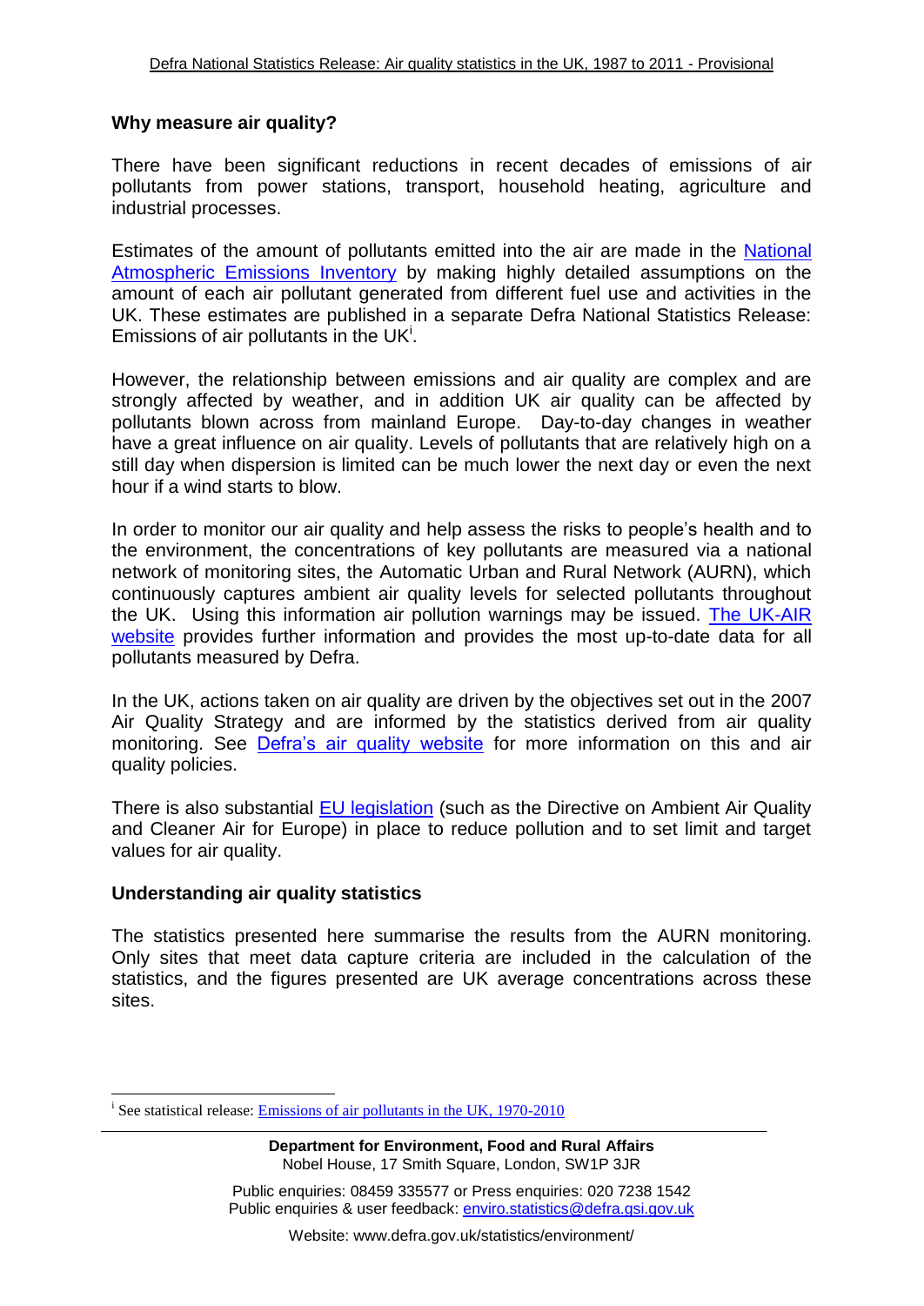## Why measure air quality?

There have been significant reductions in recent decades of emissions of air pollutants from power stations, transport, household heating, agriculture and industrial processes.

Estimates of the amount of pollutants emitted into the air are made in the National Atmospheric Emissions Inventory by making highly detailed assumptions on the amount of each air pollutant generated from different fuel use and activities in the UK. These estimates are published in a separate Defra National Statistics Release: Emissions of air pollutants in the UK[i].

However, the relationship between emissions and air quality are complex and are strongly affected by weather, and in addition UK air quality can be affected by pollutants blown across from mainland Europe. Day-to-day changes in weather have a great influence on air quality. Levels of pollutants that are relatively high on a still day when dispersion is limited can be much lower the next day or even the next hour if a wind starts to blow.

In order to monitor our air quality and help assess the risks to people's health and to the environment, the concentrations of key pollutants are measured via a national network of monitoring sites, the Automatic Urban and Rural Network (AURN), which continuously captures ambient air quality levels for selected pollutants throughout the UK. Using this information air pollution warnings may be issued. The UK-AIR website provides further information and provides the most up-to-date data for all pollutants measured by Defra.

In the UK, actions taken on air quality are driven by the objectives set out in the 2007 Air Quality Strategy and are informed by the statistics derived from air quality monitoring. See Defra's air quality website for more information on this and air quality policies.

There is also substantial EU legislation (such as the Directive on Ambient Air Quality and Cleaner Air for Europe) in place to reduce pollution and to set limit and target values for air quality.

## Understanding air quality statistics

The statistics presented here summarise the results from the AURN monitoring. Only sites that meet data capture criteria are included in the calculation of the statistics, and the figures presented are UK average concentrations across these sites.

[i] See statistical release: Emissions of air pollutants in the UK, 1970-2010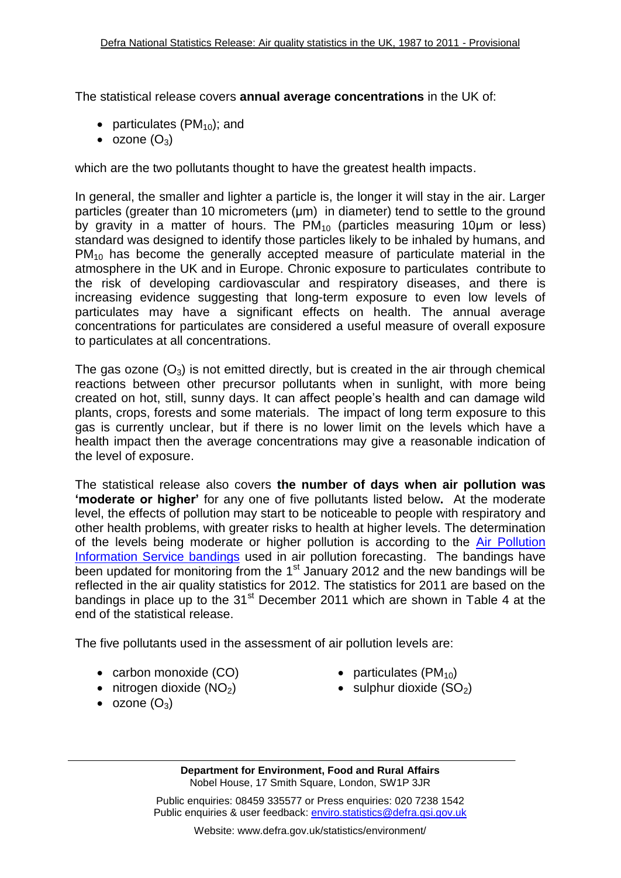The statistical release covers **annual average concentrations** in the UK of:

- particulates ($PM_{10}$); and
- ozone ($O_3$)

which are the two pollutants thought to have the greatest health impacts.

In general, the smaller and lighter a particle is, the longer it will stay in the air. Larger particles (greater than 10 micrometers (µm) in diameter) tend to settle to the ground by gravity in a matter of hours. The $PM_{10}$ (particles measuring 10µm or less) standard was designed to identify those particles likely to be inhaled by humans, and $PM_{10}$ has become the generally accepted measure of particulate material in the atmosphere in the UK and in Europe. Chronic exposure to particulates contribute to the risk of developing cardiovascular and respiratory diseases, and there is increasing evidence suggesting that long-term exposure to even low levels of particulates may have a significant effects on health. The annual average concentrations for particulates are considered a useful measure of overall exposure to particulates at all concentrations.

The gas ozone ($O_3$) is not emitted directly, but is created in the air through chemical reactions between other precursor pollutants when in sunlight, with more being created on hot, still, sunny days. It can affect people's health and can damage wild plants, crops, forests and some materials. The impact of long term exposure to this gas is currently unclear, but if there is no lower limit on the levels which have a health impact then the average concentrations may give a reasonable indication of the level of exposure.

The statistical release also covers **the number of days when air pollution was 'moderate or higher'** for any one of five pollutants listed below**.** At the moderate level, the effects of pollution may start to be noticeable to people with respiratory and other health problems, with greater risks to health at higher levels. The determination of the levels being moderate or higher pollution is according to the [Air Pollution Information Service bandings] used in air pollution forecasting. The bandings have been updated for monitoring from the 1st January 2012 and the new bandings will be reflected in the air quality statistics for 2012. The statistics for 2011 are based on the bandings in place up to the 31st December 2011 which are shown in Table 4 at the end of the statistical release.

The five pollutants used in the assessment of air pollution levels are:

- carbon monoxide ($CO$)
- nitrogen dioxide ($NO_2$)
- ozone ($O_3$)
- particulates ($PM_{10}$)
- sulphur dioxide ($SO_2$)

**Department for Environment, Food and Rural Affairs**
Nobel House, 17 Smith Square, London, SW1P 3JR

Public enquiries: 08459 335577 or Press enquiries: 020 7238 1542
Public enquiries & user feedback: enviro.statistics@defra.gsi.gov.uk

Website: www.defra.gov.uk/statistics/environment/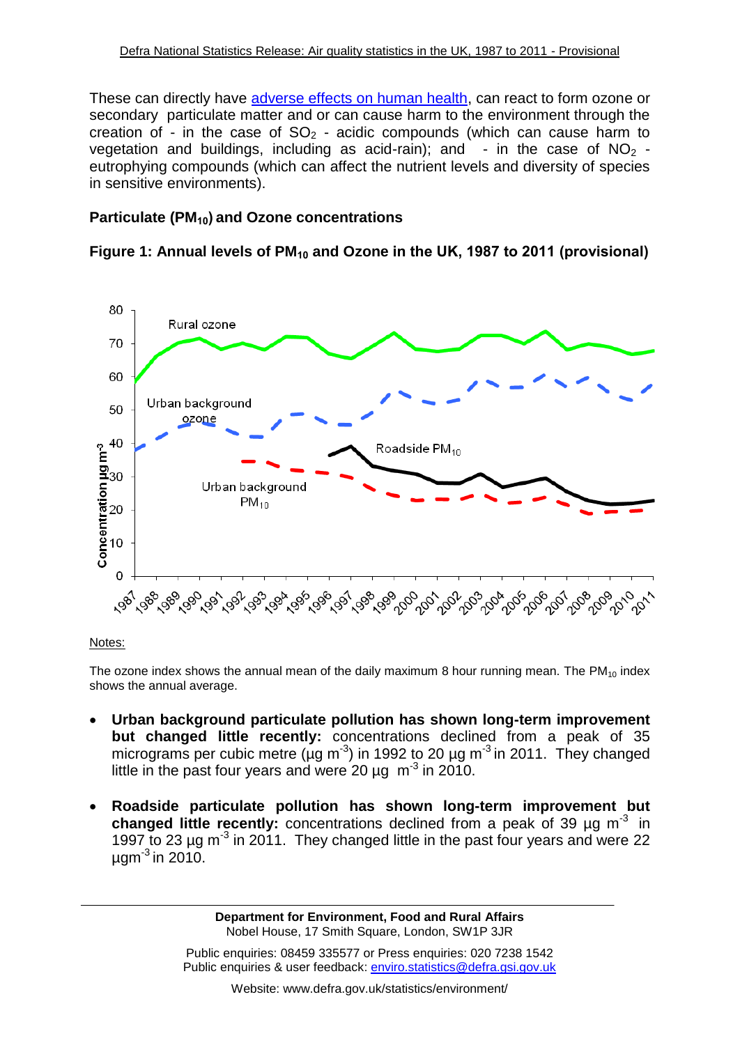These can directly have adverse effects on human health, can react to form ozone or secondary particulate matter and or can cause harm to the environment through the creation of - in the case of $SO_2$ - acidic compounds (which can cause harm to vegetation and buildings, including as acid-rain); and - in the case of $NO_2$ - eutrophying compounds (which can affect the nutrient levels and diversity of species in sensitive environments).

### Particulate ($PM_{10}$) and Ozone concentrations

**Figure 1: Annual levels of $PM_{10}$ and Ozone in the UK, 1987 to 2011 (provisional)**

Notes:

The ozone index shows the annual mean of the daily maximum 8 hour running mean. The $PM_{10}$ index shows the annual average.

- **Urban background particulate pollution has shown long-term improvement but changed little recently:** concentrations declined from a peak of 35 micrograms per cubic metre (µg $m^{-3}$) in 1992 to 20 µg $m^{-3}$ in 2011. They changed little in the past four years and were 20 µg $m^{-3}$ in 2010.

- **Roadside particulate pollution has shown long-term improvement but changed little recently:** concentrations declined from a peak of 39 µg $m^{-3}$ in 1997 to 23 µg $m^{-3}$ in 2011. They changed little in the past four years and were 22 µg$m^{-3}$ in 2010.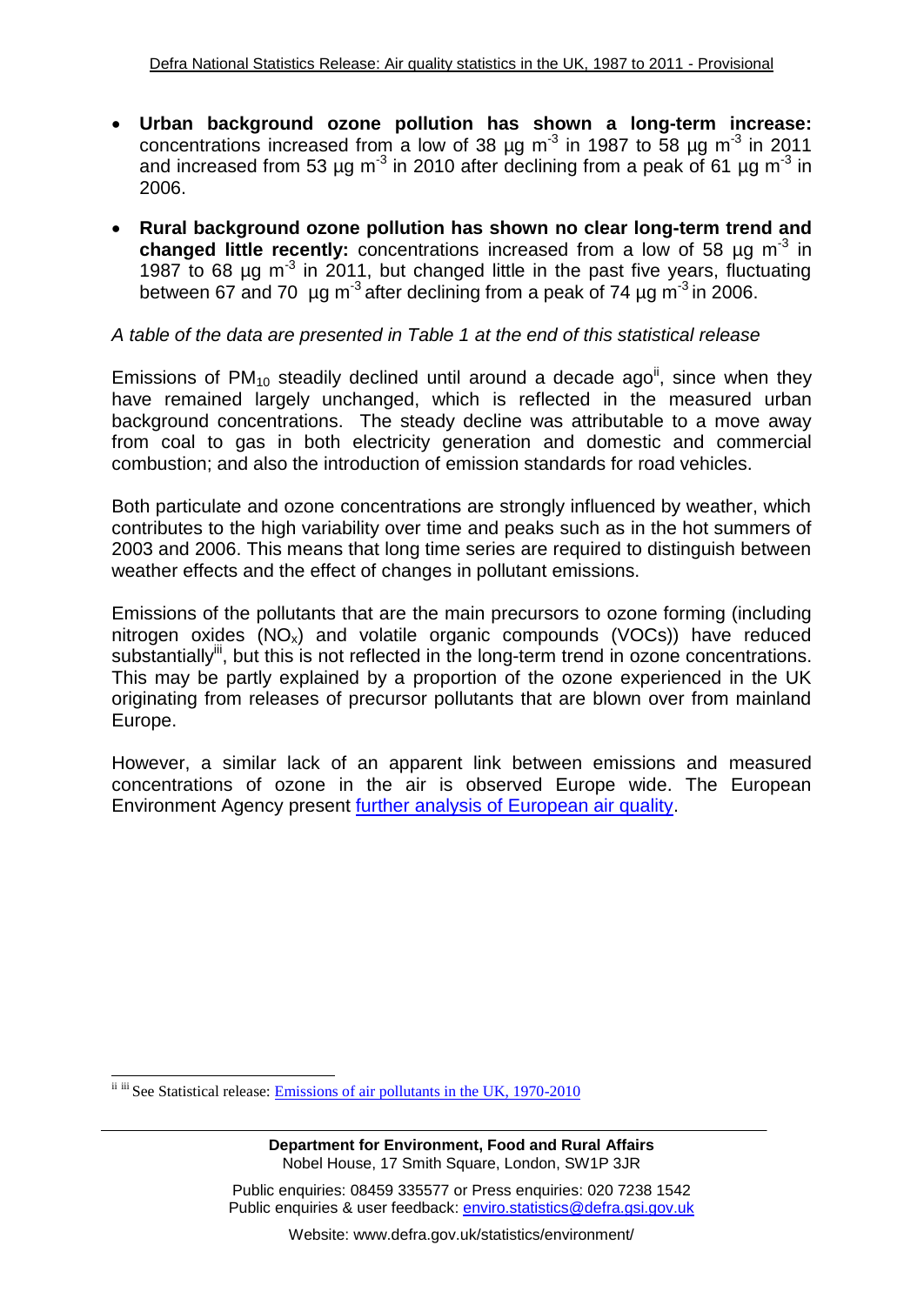- **Urban background ozone pollution has shown a long-term increase:** concentrations increased from a low of 38 µg $m^{-3}$ in 1987 to 58 µg $m^{-3}$ in 2011 and increased from 53 µg $m^{-3}$ in 2010 after declining from a peak of 61 µg $m^{-3}$ in 2006.

- **Rural background ozone pollution has shown no clear long-term trend and changed little recently:** concentrations increased from a low of 58 µg $m^{-3}$ in 1987 to 68 µg $m^{-3}$ in 2011, but changed little in the past five years, fluctuating between 67 and 70 µg $m^{-3}$ after declining from a peak of 74 µg $m^{-3}$ in 2006.

*A table of the data are presented in Table 1 at the end of this statistical release*

Emissions of $PM_{10}$ steadily declined until around a decade ago[ii], since when they have remained largely unchanged, which is reflected in the measured urban background concentrations. The steady decline was attributable to a move away from coal to gas in both electricity generation and domestic and commercial combustion; and also the introduction of emission standards for road vehicles.

Both particulate and ozone concentrations are strongly influenced by weather, which contributes to the high variability over time and peaks such as in the hot summers of 2003 and 2006. This means that long time series are required to distinguish between weather effects and the effect of changes in pollutant emissions.

Emissions of the pollutants that are the main precursors to ozone forming (including nitrogen oxides ($NO_x$) and volatile organic compounds (VOCs)) have reduced substantially[iii], but this is not reflected in the long-term trend in ozone concentrations. This may be partly explained by a proportion of the ozone experienced in the UK originating from releases of precursor pollutants that are blown over from mainland Europe.

However, a similar lack of an apparent link between emissions and measured concentrations of ozone in the air is observed Europe wide. The European Environment Agency present further analysis of European air quality.

---

[ii] [iii] See Statistical release: Emissions of air pollutants in the UK, 1970-2010

**Department for Environment, Food and Rural Affairs**
Nobel House, 17 Smith Square, London, SW1P 3JR

Public enquiries: 08459 335577 or Press enquiries: 020 7238 1542
Public enquiries & user feedback: enviro.statistics@defra.gsi.gov.uk

Website: www.defra.gov.uk/statistics/environment/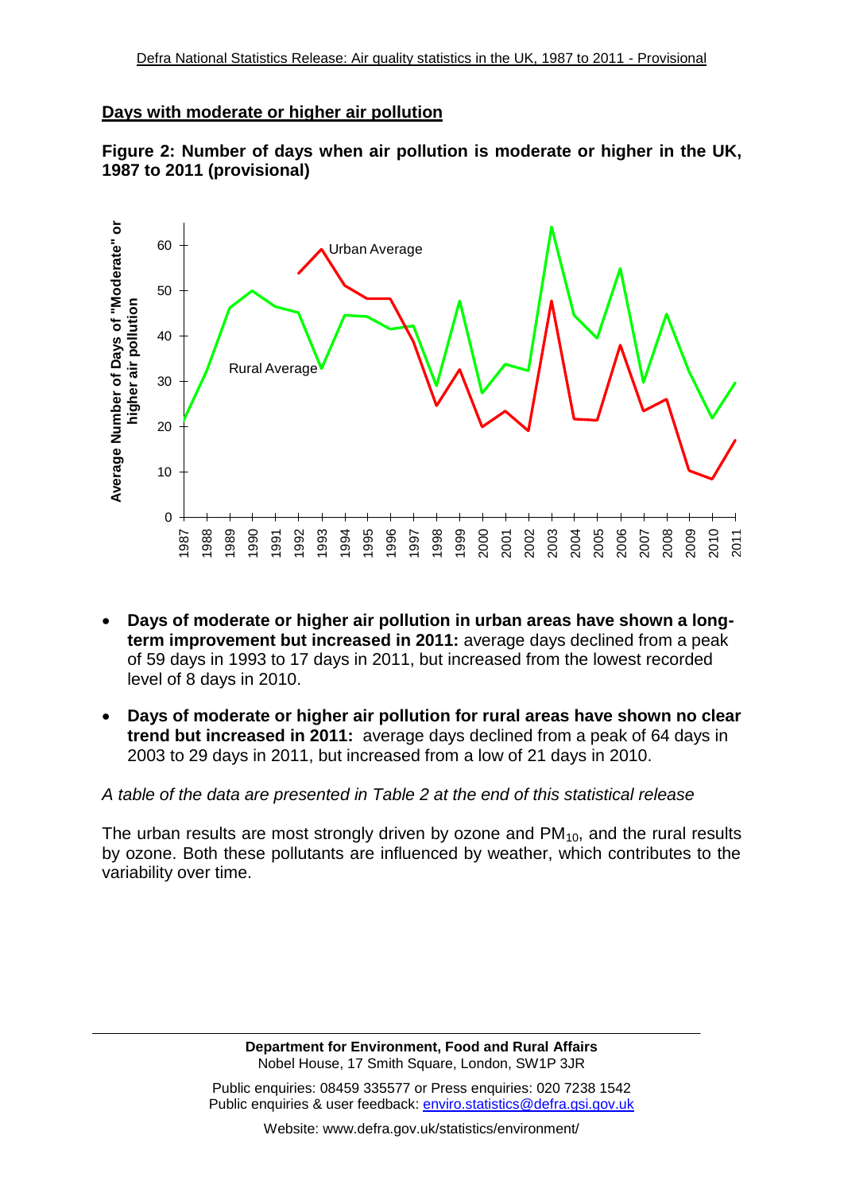## Days with moderate or higher air pollution

**Figure 2: Number of days when air pollution is moderate or higher in the UK, 1987 to 2011 (provisional)**

- **Days of moderate or higher air pollution in urban areas have shown a long-term improvement but increased in 2011:** average days declined from a peak of 59 days in 1993 to 17 days in 2011, but increased from the lowest recorded level of 8 days in 2010.
- **Days of moderate or higher air pollution for rural areas have shown no clear trend but increased in 2011:** average days declined from a peak of 64 days in 2003 to 29 days in 2011, but increased from a low of 21 days in 2010.

*A table of the data are presented in Table 2 at the end of this statistical release*

The urban results are most strongly driven by ozone and $PM_{10}$, and the rural results by ozone. Both these pollutants are influenced by weather, which contributes to the variability over time.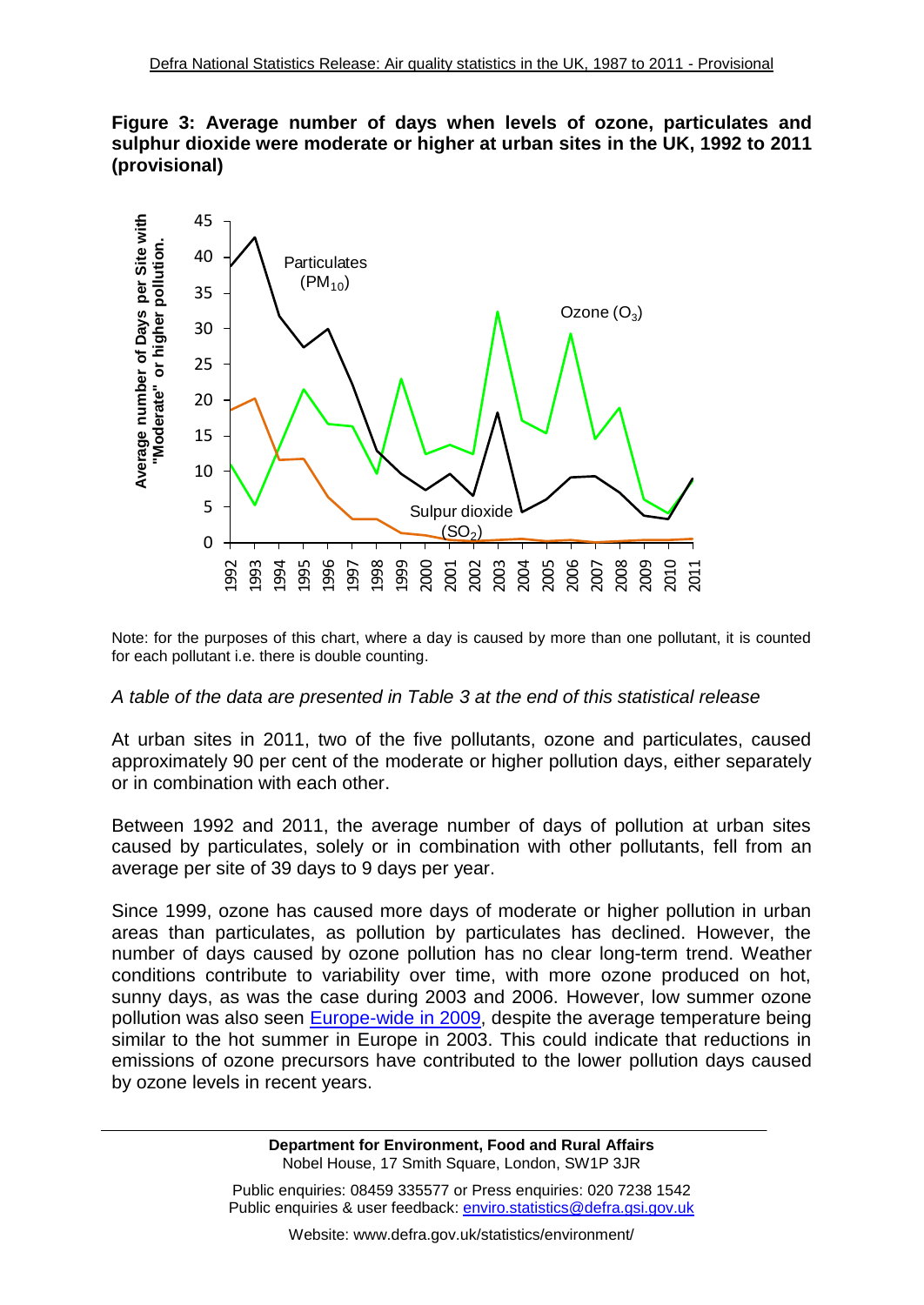**Figure 3: Average number of days when levels of ozone, particulates and sulphur dioxide were moderate or higher at urban sites in the UK, 1992 to 2011 (provisional)**

Note: for the purposes of this chart, where a day is caused by more than one pollutant, it is counted for each pollutant i.e. there is double counting.

*A table of the data are presented in Table 3 at the end of this statistical release*

At urban sites in 2011, two of the five pollutants, ozone and particulates, caused approximately 90 per cent of the moderate or higher pollution days, either separately or in combination with each other.

Between 1992 and 2011, the average number of days of pollution at urban sites caused by particulates, solely or in combination with other pollutants, fell from an average per site of 39 days to 9 days per year.

Since 1999, ozone has caused more days of moderate or higher pollution in urban areas than particulates, as pollution by particulates has declined. However, the number of days caused by ozone pollution has no clear long-term trend. Weather conditions contribute to variability over time, with more ozone produced on hot, sunny days, as was the case during 2003 and 2006. However, low summer ozone pollution was also seen Europe-wide in 2009, despite the average temperature being similar to the hot summer in Europe in 2003. This could indicate that reductions in emissions of ozone precursors have contributed to the lower pollution days caused by ozone levels in recent years.

**Department for Environment, Food and Rural Affairs**
Nobel House, 17 Smith Square, London, SW1P 3JR

Public enquiries: 08459 335577 or Press enquiries: 020 7238 1542
Public enquiries & user feedback: enviro.statistics@defra.gsi.gov.uk

Website: www.defra.gov.uk/statistics/environment/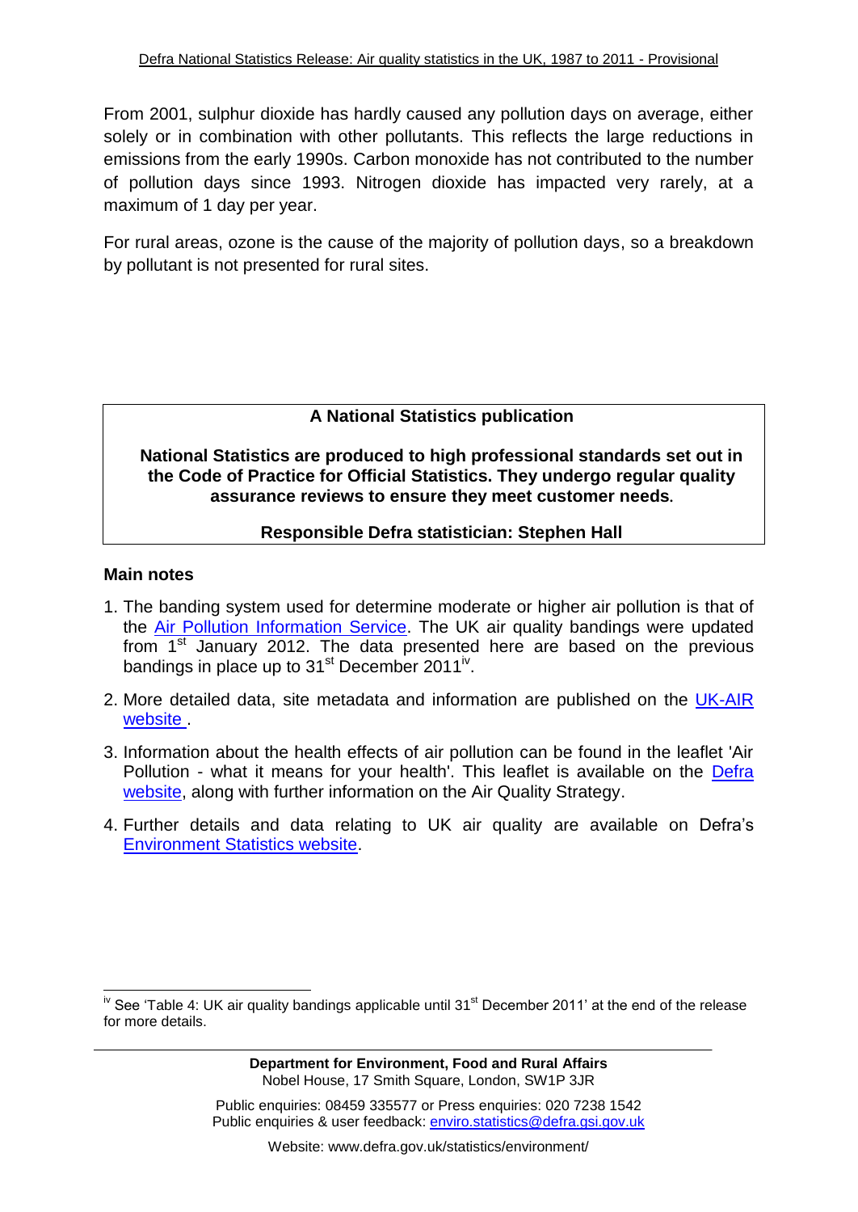From 2001, sulphur dioxide has hardly caused any pollution days on average, either solely or in combination with other pollutants. This reflects the large reductions in emissions from the early 1990s. Carbon monoxide has not contributed to the number of pollution days since 1993. Nitrogen dioxide has impacted very rarely, at a maximum of 1 day per year.

For rural areas, ozone is the cause of the majority of pollution days, so a breakdown by pollutant is not presented for rural sites.

**A National Statistics publication**

**National Statistics are produced to high professional standards set out in the Code of Practice for Official Statistics. They undergo regular quality assurance reviews to ensure they meet customer needs.**

**Responsible Defra statistician: Stephen Hall**

### Main notes

1. The banding system used for determine moderate or higher air pollution is that of the Air Pollution Information Service. The UK air quality bandings were updated from 1st January 2012. The data presented here are based on the previous bandings in place up to 31st December 2011[iv].
2. More detailed data, site metadata and information are published on the UK-AIR website .
3. Information about the health effects of air pollution can be found in the leaflet 'Air Pollution - what it means for your health'. This leaflet is available on the Defra website, along with further information on the Air Quality Strategy.
4. Further details and data relating to UK air quality are available on Defra's Environment Statistics website.

[iv] See 'Table 4: UK air quality bandings applicable until 31st December 2011' at the end of the release for more details.

**Department for Environment, Food and Rural Affairs**
Nobel House, 17 Smith Square, London, SW1P 3JR

Public enquiries: 08459 335577 or Press enquiries: 020 7238 1542
Public enquiries & user feedback: enviro.statistics@defra.gsi.gov.uk

Website: www.defra.gov.uk/statistics/environment/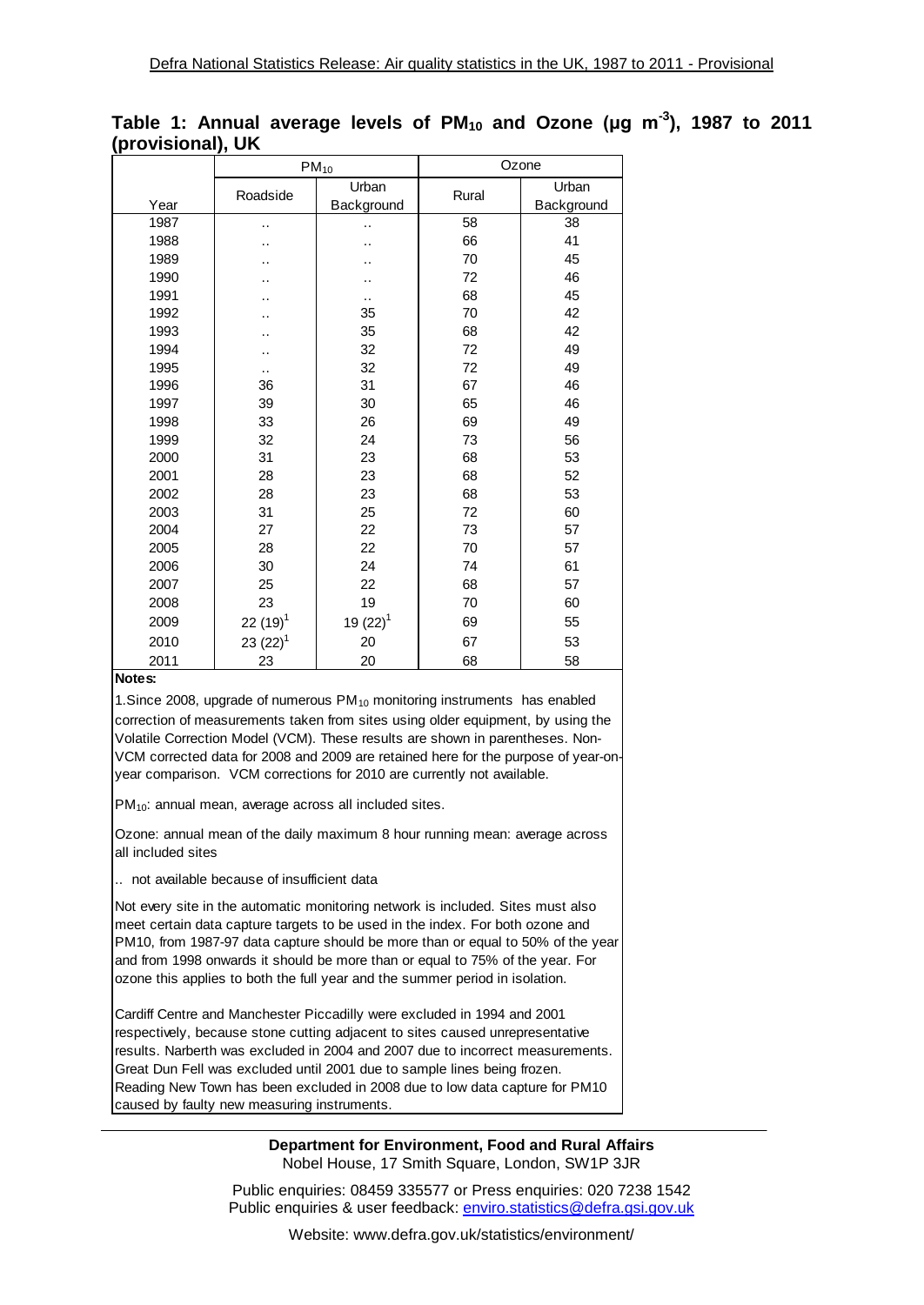## Table 1: Annual average levels of $PM_{10}$ and Ozone ($\mu g\ m^{-3}$), 1987 to 2011 (provisional), UK

| | $PM_{10}$ | | Ozone | |
|---|---|---|---|---|
| Year | Roadside | Urban Background | Rural | Urban Background |
| 1987 | .. | .. | 58 | 38 |
| 1988 | .. | .. | 66 | 41 |
| 1989 | .. | .. | 70 | 45 |
| 1990 | .. | .. | 72 | 46 |
| 1991 | .. | .. | 68 | 45 |
| 1992 | .. | 35 | 70 | 42 |
| 1993 | .. | 35 | 68 | 42 |
| 1994 | .. | 32 | 72 | 49 |
| 1995 | .. | 32 | 72 | 49 |
| 1996 | 36 | 31 | 67 | 46 |
| 1997 | 39 | 30 | 65 | 46 |
| 1998 | 33 | 26 | 69 | 49 |
| 1999 | 32 | 24 | 73 | 56 |
| 2000 | 31 | 23 | 68 | 53 |
| 2001 | 28 | 23 | 68 | 52 |
| 2002 | 28 | 23 | 68 | 53 |
| 2003 | 31 | 25 | 72 | 60 |
| 2004 | 27 | 22 | 73 | 57 |
| 2005 | 28 | 22 | 70 | 57 |
| 2006 | 30 | 24 | 74 | 61 |
| 2007 | 25 | 22 | 68 | 57 |
| 2008 | 23 | 19 | 70 | 60 |
| 2009 | 22 (19)[1] | 19 (22)[1] | 69 | 55 |
| 2010 | 23 (22)[1] | 20 | 67 | 53 |
| 2011 | 23 | 20 | 68 | 58 |

**Notes:**

1.Since 2008, upgrade of numerous $PM_{10}$ monitoring instruments has enabled correction of measurements taken from sites using older equipment, by using the Volatile Correction Model (VCM). These results are shown in parentheses. Non-VCM corrected data for 2008 and 2009 are retained here for the purpose of year-on-year comparison. VCM corrections for 2010 are currently not available.

$PM_{10}$: annual mean, average across all included sites.

Ozone: annual mean of the daily maximum 8 hour running mean: average across all included sites

.. not available because of insufficient data

Not every site in the automatic monitoring network is included. Sites must also meet certain data capture targets to be used in the index. For both ozone and PM10, from 1987-97 data capture should be more than or equal to 50% of the year and from 1998 onwards it should be more than or equal to 75% of the year. For ozone this applies to both the full year and the summer period in isolation.

Cardiff Centre and Manchester Piccadilly were excluded in 1994 and 2001 respectively, because stone cutting adjacent to sites caused unrepresentative results. Narberth was excluded in 2004 and 2007 due to incorrect measurements. Great Dun Fell was excluded until 2001 due to sample lines being frozen. Reading New Town has been excluded in 2008 due to low data capture for PM10 caused by faulty new measuring instruments.

**Department for Environment, Food and Rural Affairs**
Nobel House, 17 Smith Square, London, SW1P 3JR

Public enquiries: 08459 335577 or Press enquiries: 020 7238 1542
Public enquiries & user feedback: enviro.statistics@defra.gsi.gov.uk

Website: www.defra.gov.uk/statistics/environment/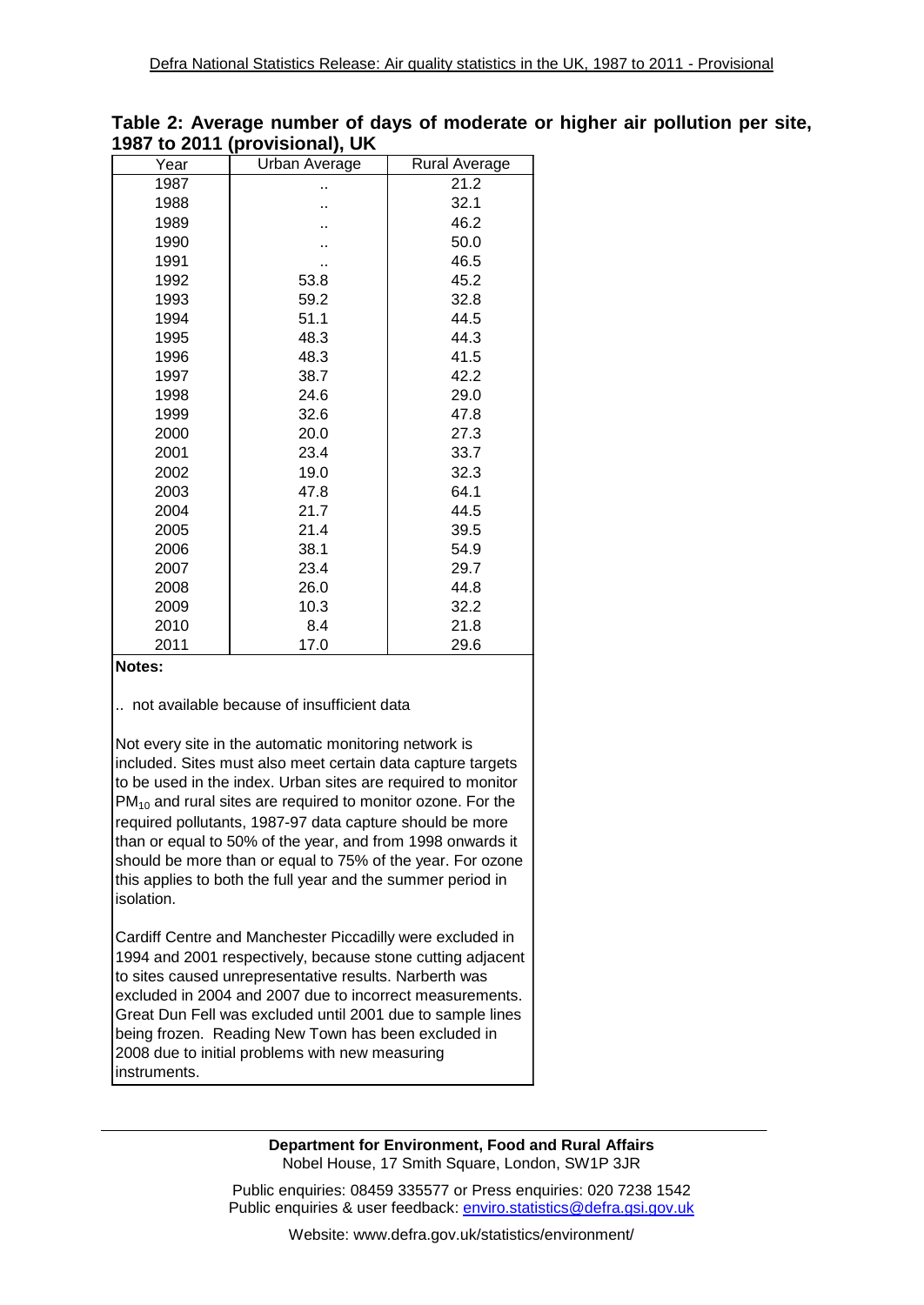**Table 2: Average number of days of moderate or higher air pollution per site, 1987 to 2011 (provisional), UK**

| Year | Urban Average | Rural Average |
|---|---|---|
| 1987 | .. | 21.2 |
| 1988 | .. | 32.1 |
| 1989 | .. | 46.2 |
| 1990 | .. | 50.0 |
| 1991 | .. | 46.5 |
| 1992 | 53.8 | 45.2 |
| 1993 | 59.2 | 32.8 |
| 1994 | 51.1 | 44.5 |
| 1995 | 48.3 | 44.3 |
| 1996 | 48.3 | 41.5 |
| 1997 | 38.7 | 42.2 |
| 1998 | 24.6 | 29.0 |
| 1999 | 32.6 | 47.8 |
| 2000 | 20.0 | 27.3 |
| 2001 | 23.4 | 33.7 |
| 2002 | 19.0 | 32.3 |
| 2003 | 47.8 | 64.1 |
| 2004 | 21.7 | 44.5 |
| 2005 | 21.4 | 39.5 |
| 2006 | 38.1 | 54.9 |
| 2007 | 23.4 | 29.7 |
| 2008 | 26.0 | 44.8 |
| 2009 | 10.3 | 32.2 |
| 2010 | 8.4 | 21.8 |
| 2011 | 17.0 | 29.6 |

**Notes:**

.. not available because of insufficient data

Not every site in the automatic monitoring network is included. Sites must also meet certain data capture targets to be used in the index. Urban sites are required to monitor $PM_{10}$ and rural sites are required to monitor ozone. For the required pollutants, 1987-97 data capture should be more than or equal to 50% of the year, and from 1998 onwards it should be more than or equal to 75% of the year. For ozone this applies to both the full year and the summer period in isolation.

Cardiff Centre and Manchester Piccadilly were excluded in 1994 and 2001 respectively, because stone cutting adjacent to sites caused unrepresentative results. Narberth was excluded in 2004 and 2007 due to incorrect measurements. Great Dun Fell was excluded until 2001 due to sample lines being frozen. Reading New Town has been excluded in 2008 due to initial problems with new measuring instruments.

**Department for Environment, Food and Rural Affairs**
Nobel House, 17 Smith Square, London, SW1P 3JR

Public enquiries: 08459 335577 or Press enquiries: 020 7238 1542
Public enquiries & user feedback: enviro.statistics@defra.gsi.gov.uk

Website: www.defra.gov.uk/statistics/environment/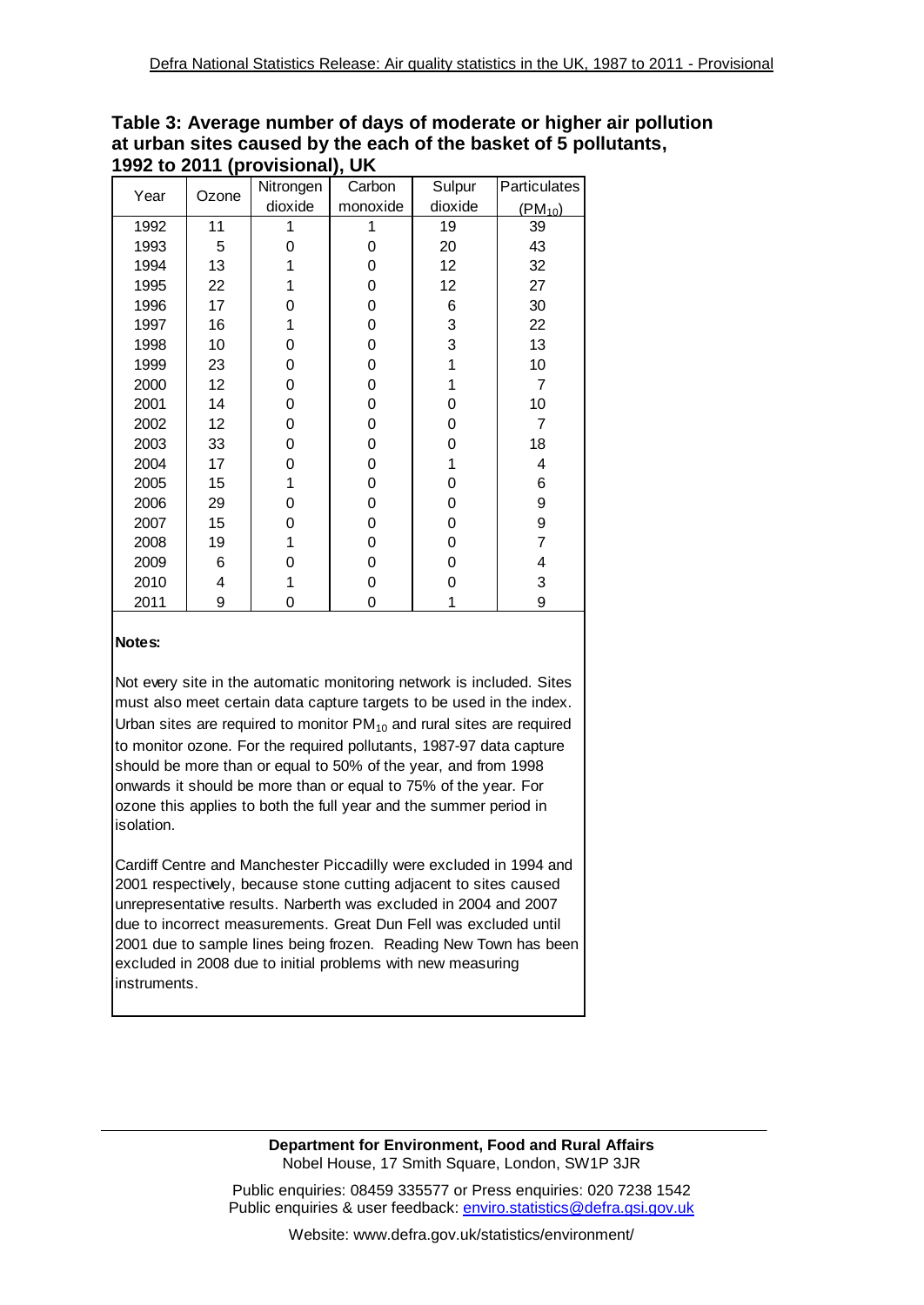**Table 3: Average number of days of moderate or higher air pollution at urban sites caused by the each of the basket of 5 pollutants, 1992 to 2011 (provisional), UK**

| Year | Ozone | Nitrongen dioxide | Carbon monoxide | Sulpur dioxide | Particulates ($PM_{10}$) |
|---|---|---|---|---|---|
| 1992 | 11 | 1 | 1 | 19 | 39 |
| 1993 | 5 | 0 | 0 | 20 | 43 |
| 1994 | 13 | 1 | 0 | 12 | 32 |
| 1995 | 22 | 1 | 0 | 12 | 27 |
| 1996 | 17 | 0 | 0 | 6 | 30 |
| 1997 | 16 | 1 | 0 | 3 | 22 |
| 1998 | 10 | 0 | 0 | 3 | 13 |
| 1999 | 23 | 0 | 0 | 1 | 10 |
| 2000 | 12 | 0 | 0 | 1 | 7 |
| 2001 | 14 | 0 | 0 | 0 | 10 |
| 2002 | 12 | 0 | 0 | 0 | 7 |
| 2003 | 33 | 0 | 0 | 0 | 18 |
| 2004 | 17 | 0 | 0 | 1 | 4 |
| 2005 | 15 | 1 | 0 | 0 | 6 |
| 2006 | 29 | 0 | 0 | 0 | 9 |
| 2007 | 15 | 0 | 0 | 0 | 9 |
| 2008 | 19 | 1 | 0 | 0 | 7 |
| 2009 | 6 | 0 | 0 | 0 | 4 |
| 2010 | 4 | 1 | 0 | 0 | 3 |
| 2011 | 9 | 0 | 0 | 1 | 9 |

**Notes:**

Not every site in the automatic monitoring network is included. Sites must also meet certain data capture targets to be used in the index. Urban sites are required to monitor $PM_{10}$ and rural sites are required to monitor ozone. For the required pollutants, 1987-97 data capture should be more than or equal to 50% of the year, and from 1998 onwards it should be more than or equal to 75% of the year. For ozone this applies to both the full year and the summer period in isolation.

Cardiff Centre and Manchester Piccadilly were excluded in 1994 and 2001 respectively, because stone cutting adjacent to sites caused unrepresentative results. Narberth was excluded in 2004 and 2007 due to incorrect measurements. Great Dun Fell was excluded until 2001 due to sample lines being frozen. Reading New Town has been excluded in 2008 due to initial problems with new measuring instruments.

**Department for Environment, Food and Rural Affairs**
Nobel House, 17 Smith Square, London, SW1P 3JR

Public enquiries: 08459 335577 or Press enquiries: 020 7238 1542
Public enquiries & user feedback: enviro.statistics@defra.gsi.gov.uk

Website: www.defra.gov.uk/statistics/environment/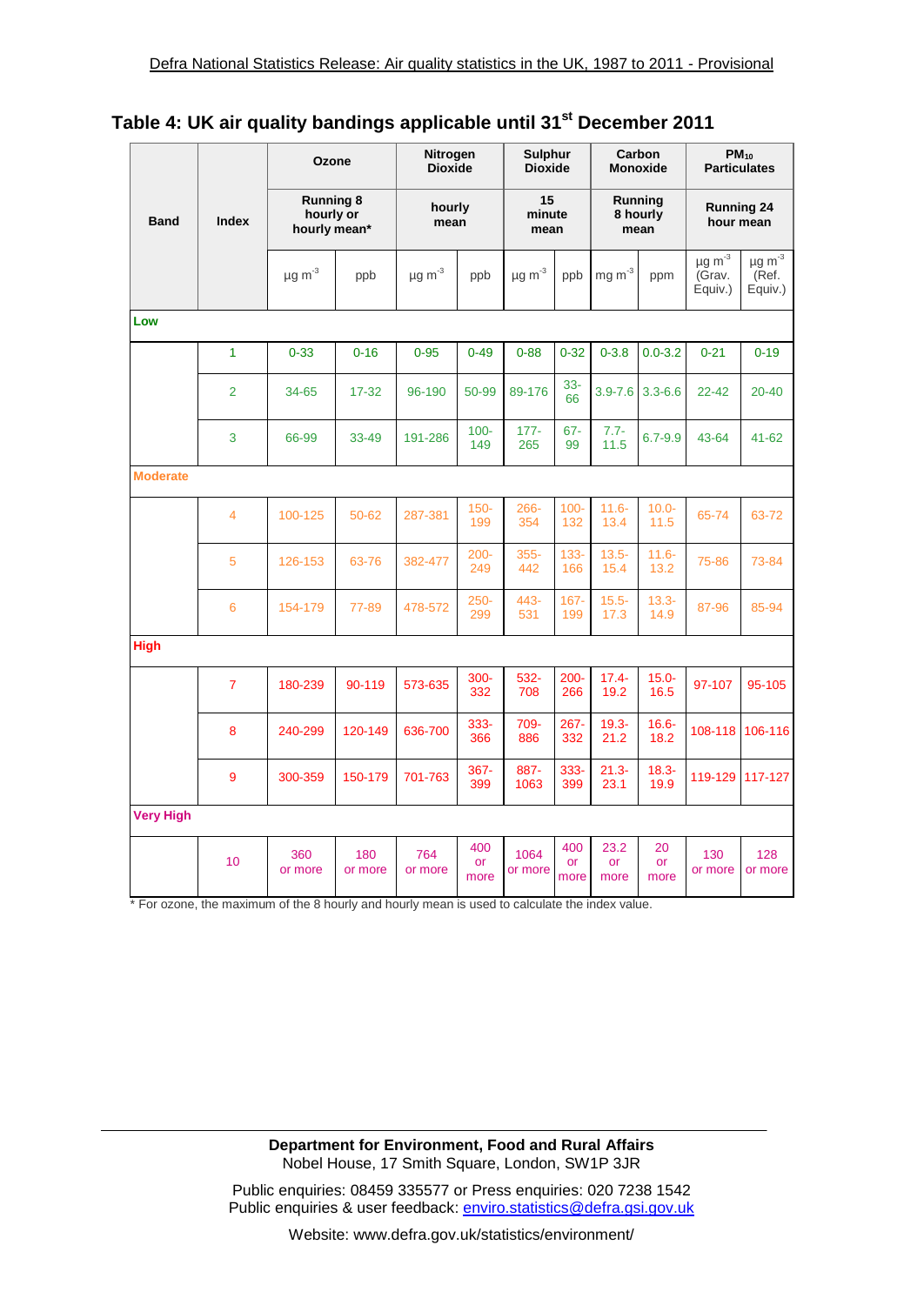## Table 4: UK air quality bandings applicable until 31st December 2011

| Band | Index | Ozone | | Nitrogen Dioxide | | Sulphur Dioxide | | Carbon Monoxide | | $PM_{10}$ Particulates | |
|---|---|---|---|---|---|---|---|---|---|---|---|
| | | Running 8 hourly or hourly mean* | | hourly mean | | 15 minute mean | | Running 8 hourly mean | | Running 24 hour mean | |
| | | µg $m^{-3}$ | ppb | µg $m^{-3}$ | ppb | µg $m^{-3}$ | ppb | mg $m^{-3}$ | ppm | µg $m^{-3}$ (Grav. Equiv.) | µg $m^{-3}$ (Ref. Equiv.) |
| **Low** | | | | | | | | | | | |
| | 1 | 0-33 | 0-16 | 0-95 | 0-49 | 0-88 | 0-32 | 0-3.8 | 0.0-3.2 | 0-21 | 0-19 |
| | 2 | 34-65 | 17-32 | 96-190 | 50-99 | 89-176 | 33-66 | 3.9-7.6 | 3.3-6.6 | 22-42 | 20-40 |
| | 3 | 66-99 | 33-49 | 191-286 | 100-149 | 177-265 | 67-99 | 7.7-11.5 | 6.7-9.9 | 43-64 | 41-62 |
| **Moderate** | | | | | | | | | | | |
| | 4 | 100-125 | 50-62 | 287-381 | 150-199 | 266-354 | 100-132 | 11.6-13.4 | 10.0-11.5 | 65-74 | 63-72 |
| | 5 | 126-153 | 63-76 | 382-477 | 200-249 | 355-442 | 133-166 | 13.5-15.4 | 11.6-13.2 | 75-86 | 73-84 |
| | 6 | 154-179 | 77-89 | 478-572 | 250-299 | 443-531 | 167-199 | 15.5-17.3 | 13.3-14.9 | 87-96 | 85-94 |
| **High** | | | | | | | | | | | |
| | 7 | 180-239 | 90-119 | 573-635 | 300-332 | 532-708 | 200-266 | 17.4-19.2 | 15.0-16.5 | 97-107 | 95-105 |
| | 8 | 240-299 | 120-149 | 636-700 | 333-366 | 709-886 | 267-332 | 19.3-21.2 | 16.6-18.2 | 108-118 | 106-116 |
| | 9 | 300-359 | 150-179 | 701-763 | 367-399 | 887-1063 | 333-399 | 21.3-23.1 | 18.3-19.9 | 119-129 | 117-127 |
| **Very High** | | | | | | | | | | | |
| | 10 | 360 or more | 180 or more | 764 or more | 400 or more | 1064 or more | 400 or more | 23.2 or more | 20 or more | 130 or more | 128 or more |

* For ozone, the maximum of the 8 hourly and hourly mean is used to calculate the index value.

**Department for Environment, Food and Rural Affairs**
Nobel House, 17 Smith Square, London, SW1P 3JR

Public enquiries: 08459 335577 or Press enquiries: 020 7238 1542
Public enquiries & user feedback: enviro.statistics@defra.gsi.gov.uk

Website: www.defra.gov.uk/statistics/environment/